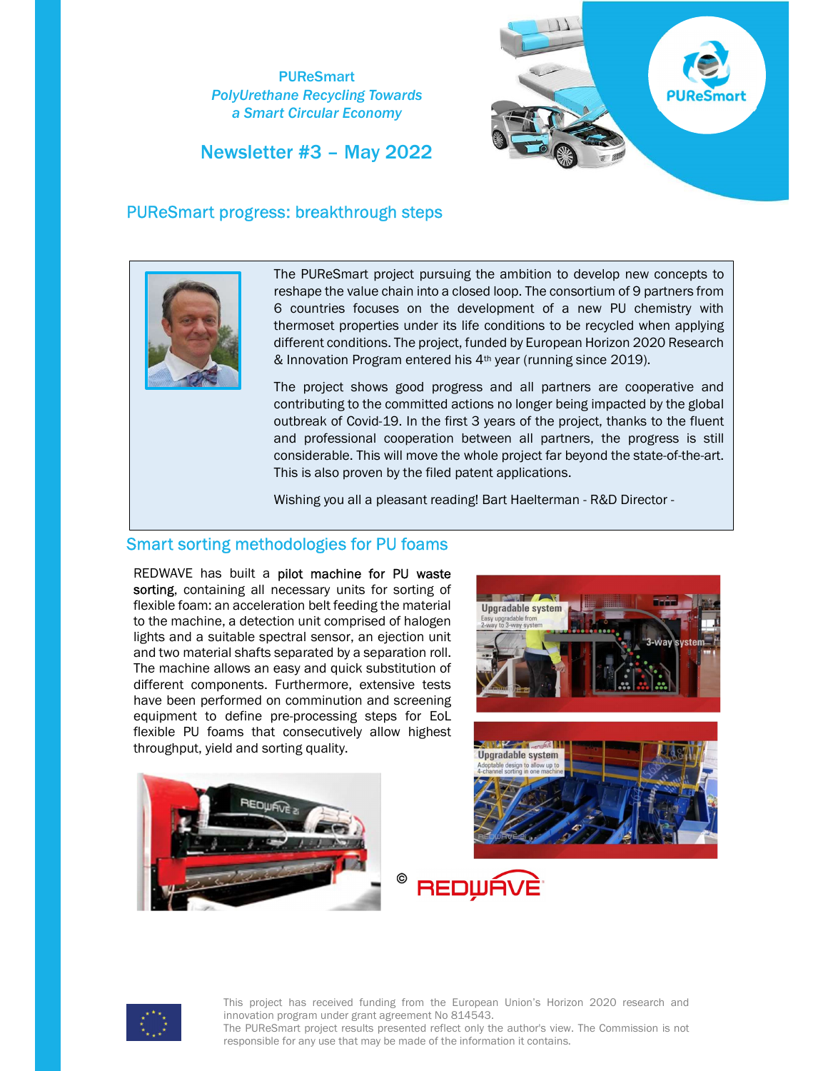PUReSmart

*PolyUrethane Recycling Towards a Smart Circular Economy*

# Newsletter #3 – May 2022

## PUReSmart progress: breakthrough steps

The PUReSmart project pursuing the ambition to develop new concepts to reshape the value chain into a closed loop. The consortium of 9 partners from 6 countries focuses on the development of a new PU chemistry with thermoset properties under its life conditions to be recycled when applying different conditions. The project, funded by European Horizon 2020 Research & Innovation Program entered his 4th year (running since 2019).

The project shows good progress and all partners are cooperative and contributing to the committed actions no longer being impacted by the global outbreak of Covid-19. In the first 3 years of the project, thanks to the fluent and professional cooperation between all partners, the progress is still considerable. This will move the whole project far beyond the state-of-the-art. This is also proven by the filed patent applications.

Wishing you all a pleasant reading! Bart Haelterman - R&D Director -

## Smart sorting methodologies for PU foams

REDWAVE has built a **pilot machine for PU waste sorting**, containing all necessary units for sorting of flexible foam: an acceleration belt feeding the material to the machine, a detection unit comprised of halogen lights and a suitable spectral sensor, an ejection unit and two material shafts separated by a separation roll. The machine allows an easy and quick substitution of different components. Furthermore, extensive tests have been performed on comminution and screening equipment to define pre-processing steps for EoL flexible PU foams that consecutively allow highest throughput, yield and sorting quality.

© REDWAVE

This project has received funding from the European Union's Horizon 2020 research and innovation program under grant agreement No 814543.
The PUReSmart project results presented reflect only the author's view. The Commission is not responsible for any use that may be made of the information it contains.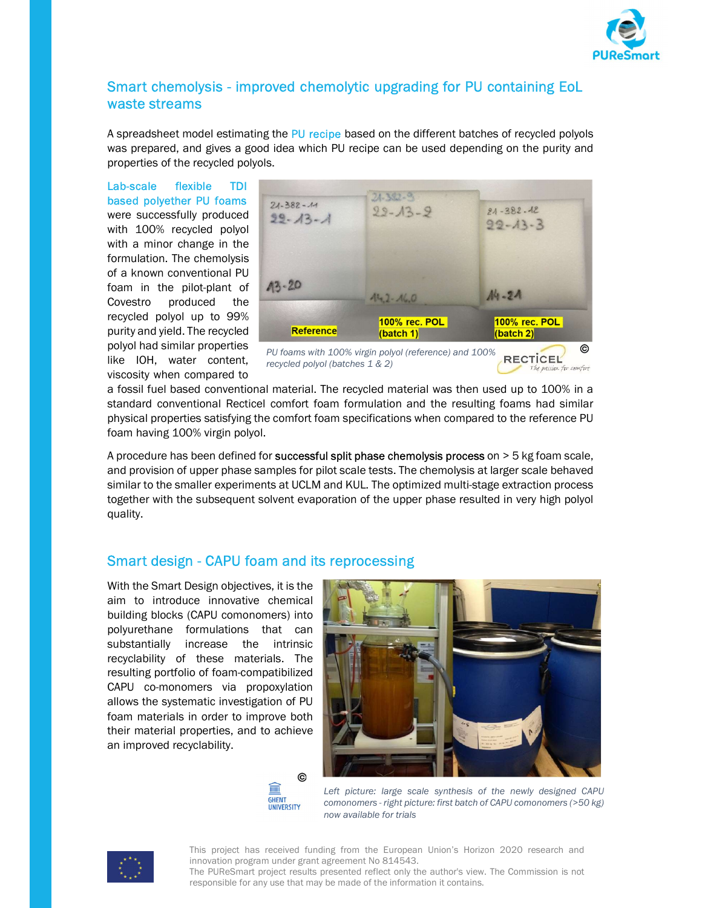## Smart chemolysis - improved chemolytic upgrading for PU containing EoL waste streams

A spreadsheet model estimating the PU recipe based on the different batches of recycled polyols was prepared, and gives a good idea which PU recipe can be used depending on the purity and properties of the recycled polyols.

Lab-scale flexible TDI based polyether PU foams were successfully produced with 100% recycled polyol with a minor change in the formulation. The chemolysis of a known conventional PU foam in the pilot-plant of Covestro produced the recycled polyol up to 99% purity and yield. The recycled polyol had similar properties like IOH, water content, viscosity when compared to a fossil fuel based conventional material. The recycled material was then used up to 100% in a standard conventional Recticel comfort foam formulation and the resulting foams had similar physical properties satisfying the comfort foam specifications when compared to the reference PU foam having 100% virgin polyol.

*PU foams with 100% virgin polyol (reference) and 100% recycled polyol (batches 1 & 2)*

A procedure has been defined for successful split phase chemolysis process on > 5 kg foam scale, and provision of upper phase samples for pilot scale tests. The chemolysis at larger scale behaved similar to the smaller experiments at UCLM and KUL. The optimized multi-stage extraction process together with the subsequent solvent evaporation of the upper phase resulted in very high polyol quality.

## Smart design - CAPU foam and its reprocessing

With the Smart Design objectives, it is the aim to introduce innovative chemical building blocks (CAPU comonomers) into polyurethane formulations that can substantially increase the intrinsic recyclability of these materials. The resulting portfolio of foam-compatibilized CAPU co-monomers via propoxylation allows the systematic investigation of PU foam materials in order to improve both their material properties, and to achieve an improved recyclability.

*Left picture: large scale synthesis of the newly designed CAPU comonomers - right picture: first batch of CAPU comonomers (>50 kg) now available for trials*

This project has received funding from the European Union's Horizon 2020 research and innovation program under grant agreement No 814543.
The PUReSmart project results presented reflect only the author's view. The Commission is not responsible for any use that may be made of the information it contains.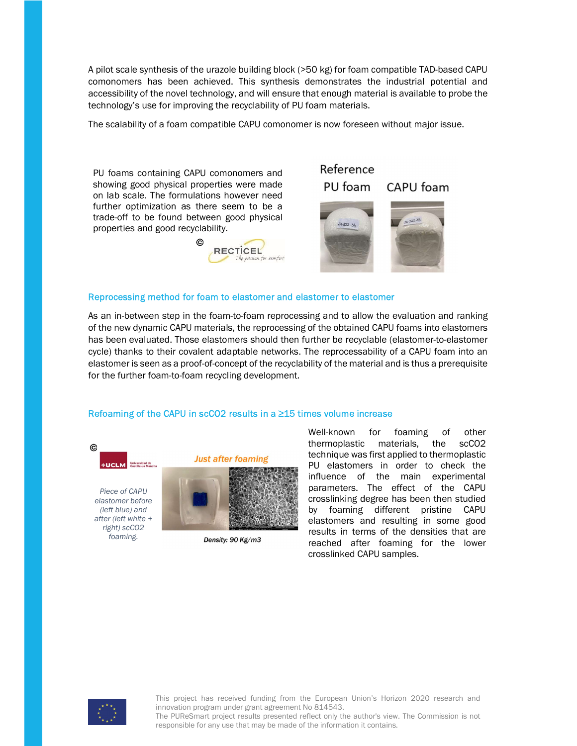A pilot scale synthesis of the urazole building block (>50 kg) for foam compatible TAD-based CAPU comonomers has been achieved. This synthesis demonstrates the industrial potential and accessibility of the novel technology, and will ensure that enough material is available to probe the technology's use for improving the recyclability of PU foam materials.

The scalability of a foam compatible CAPU comonomer is now foreseen without major issue.

PU foams containing CAPU comonomers and showing good physical properties were made on lab scale. The formulations however need further optimization as there seem to be a trade-off to be found between good physical properties and good recyclability.

© RECTICEL

Reference PU foam    CAPU foam

## Reprocessing method for foam to elastomer and elastomer to elastomer

As an in-between step in the foam-to-foam reprocessing and to allow the evaluation and ranking of the new dynamic CAPU materials, the reprocessing of the obtained CAPU foams into elastomers has been evaluated. Those elastomers should then further be recyclable (elastomer-to-elastomer cycle) thanks to their covalent adaptable networks. The reprocessability of a CAPU foam into an elastomer is seen as a proof-of-concept of the recyclability of the material and is thus a prerequisite for the further foam-to-foam recycling development.

## Refoaming of the CAPU in scCO2 results in a ≥15 times volume increase

© UCLM

*Piece of CAPU elastomer before (left blue) and after (left white + right) scCO2 foaming.*

Just after foaming

Density: 90 Kg/m3

Well-known for foaming of other thermoplastic materials, the scCO2 technique was first applied to thermoplastic PU elastomers in order to check the influence of the main experimental parameters. The effect of the CAPU crosslinking degree has been then studied by foaming different pristine CAPU elastomers and resulting in some good results in terms of the densities that are reached after foaming for the lower crosslinked CAPU samples.

This project has received funding from the European Union's Horizon 2020 research and innovation program under grant agreement No 814543.
The PUReSmart project results presented reflect only the author's view. The Commission is not responsible for any use that may be made of the information it contains.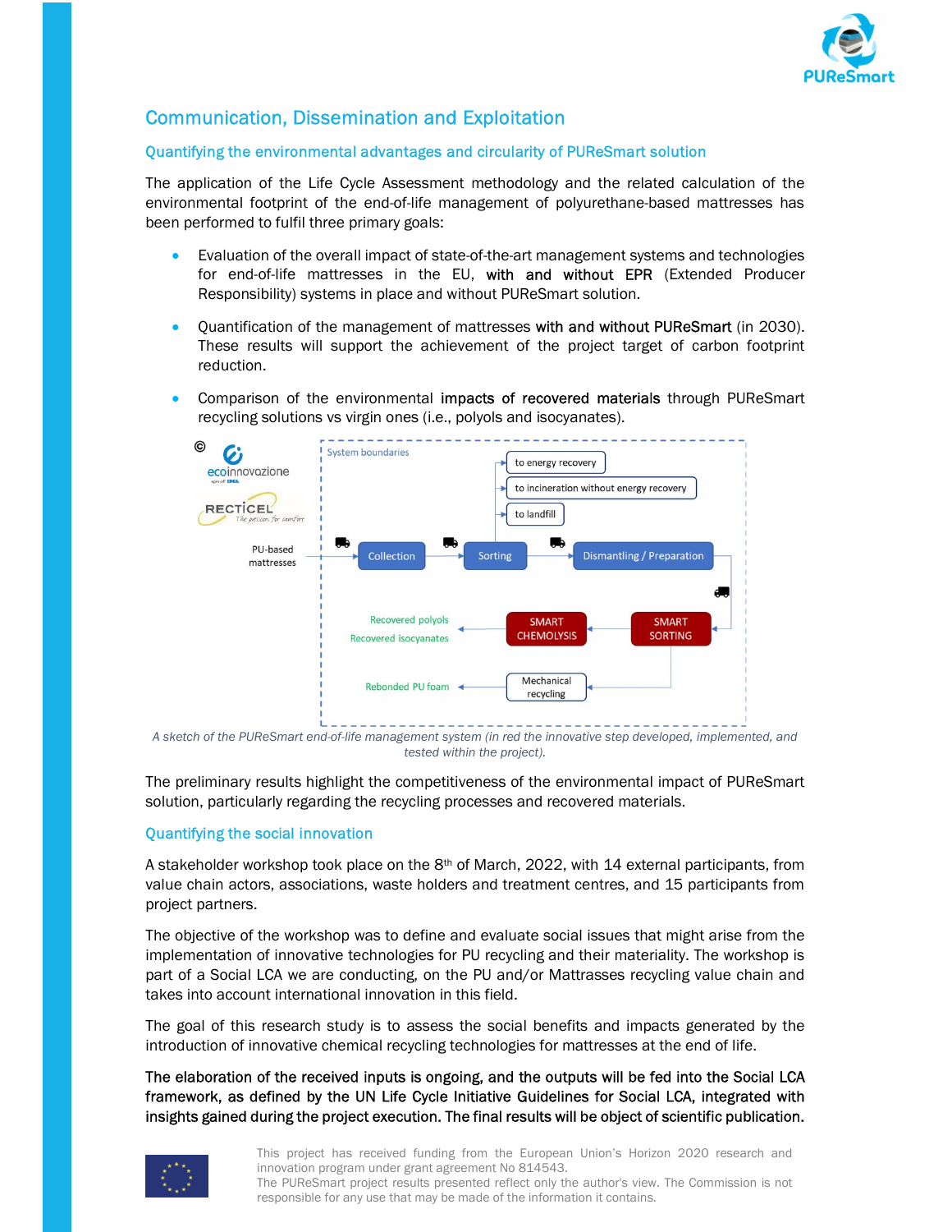## Communication, Dissemination and Exploitation

### Quantifying the environmental advantages and circularity of PUReSmart solution

The application of the Life Cycle Assessment methodology and the related calculation of the environmental footprint of the end-of-life management of polyurethane-based mattresses has been performed to fulfil three primary goals:

- Evaluation of the overall impact of state-of-the-art management systems and technologies for end-of-life mattresses in the EU, **with and without EPR** (Extended Producer Responsibility) systems in place and without PUReSmart solution.
- Quantification of the management of mattresses **with and without PUReSmart** (in 2030). These results will support the achievement of the project target of carbon footprint reduction.
- Comparison of the environmental **impacts of recovered materials** through PUReSmart recycling solutions vs virgin ones (i.e., polyols and isocyanates).

*A sketch of the PUReSmart end-of-life management system (in red the innovative step developed, implemented, and tested within the project).*

The preliminary results highlight the competitiveness of the environmental impact of PUReSmart solution, particularly regarding the recycling processes and recovered materials.

### Quantifying the social innovation

A stakeholder workshop took place on the 8th of March, 2022, with 14 external participants, from value chain actors, associations, waste holders and treatment centres, and 15 participants from project partners.

The objective of the workshop was to define and evaluate social issues that might arise from the implementation of innovative technologies for PU recycling and their materiality. The workshop is part of a Social LCA we are conducting, on the PU and/or Mattrasses recycling value chain and takes into account international innovation in this field.

The goal of this research study is to assess the social benefits and impacts generated by the introduction of innovative chemical recycling technologies for mattresses at the end of life.

**The elaboration of the received inputs is ongoing, and the outputs will be fed into the Social LCA framework, as defined by the UN Life Cycle Initiative Guidelines for Social LCA, integrated with insights gained during the project execution. The final results will be object of scientific publication.**

This project has received funding from the European Union's Horizon 2020 research and innovation program under grant agreement No 814543.
The PUReSmart project results presented reflect only the author's view. The Commission is not responsible for any use that may be made of the information it contains.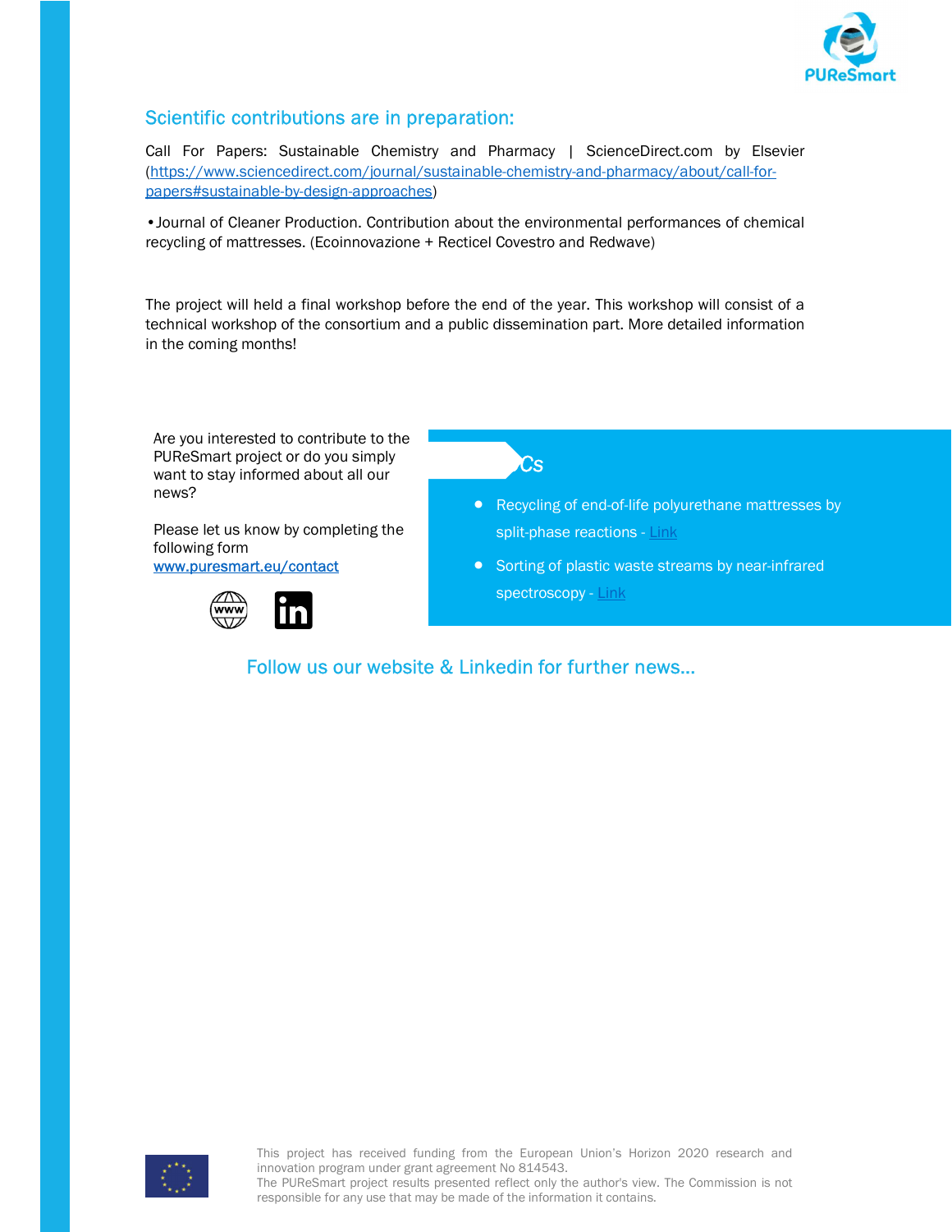## Scientific contributions are in preparation:

Call For Papers: Sustainable Chemistry and Pharmacy | ScienceDirect.com by Elsevier (https://www.sciencedirect.com/journal/sustainable-chemistry-and-pharmacy/about/call-for-papers#sustainable-by-design-approaches)

- Journal of Cleaner Production. Contribution about the environmental performances of chemical recycling of mattresses. (Ecoinnovazione + Recticel Covestro and Redwave)

The project will held a final workshop before the end of the year. This workshop will consist of a technical workshop of the consortium and a public dissemination part. More detailed information in the coming months!

Are you interested to contribute to the PUReSmart project or do you simply want to stay informed about all our news?

Please let us know by completing the following form
www.puresmart.eu/contact

### Cs

- Recycling of end-of-life polyurethane mattresses by split-phase reactions - Link
- Sorting of plastic waste streams by near-infrared spectroscopy - Link

## Follow us our website & Linkedin for further news...

This project has received funding from the European Union's Horizon 2020 research and innovation program under grant agreement No 814543.
The PUReSmart project results presented reflect only the author's view. The Commission is not responsible for any use that may be made of the information it contains.